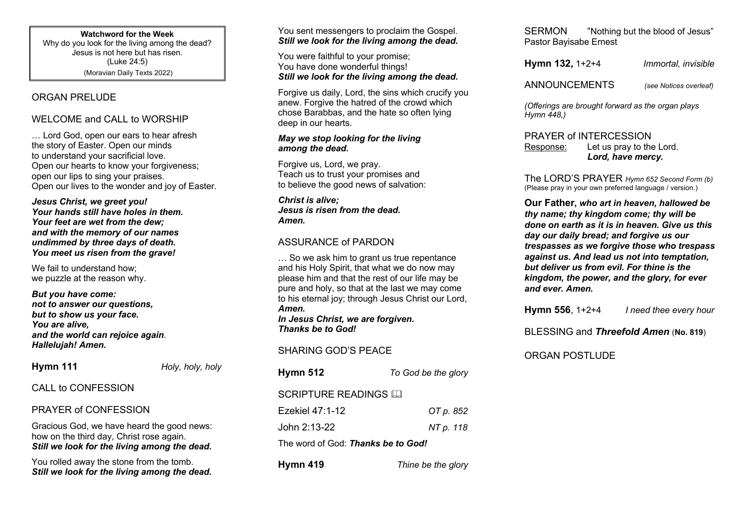**Watchword for the Week**
Why do you look for the living among the dead?
Jesus is not here but has risen.
(Luke 24:5)
(Moravian Daily Texts 2022)

## ORGAN PRELUDE

## WELCOME and CALL to WORSHIP

… Lord God, open our ears to hear afresh
the story of Easter. Open our minds
to understand your sacrificial love.
Open our hearts to know your forgiveness;
open our lips to sing your praises.
Open our lives to the wonder and joy of Easter.

***Jesus Christ, we greet you!***
***Your hands still have holes in them.***
***Your feet are wet from the dew;***
***and with the memory of our names***
***undimmed by three days of death.***
***You meet us risen from the grave!***

We fail to understand how;
we puzzle at the reason why.

***But you have come:***
***not to answer our questions,***
***but to show us your face.***
***You are alive,***
***and the world can rejoice again.***
***Hallelujah! Amen.***

**Hymn 111** — *Holy, holy, holy*

## CALL to CONFESSION

## PRAYER of CONFESSION

Gracious God, we have heard the good news:
how on the third day, Christ rose again.
***Still we look for the living among the dead.***

You rolled away the stone from the tomb.
***Still we look for the living among the dead.***

You sent messengers to proclaim the Gospel.
***Still we look for the living among the dead.***

You were faithful to your promise;
You have done wonderful things!
***Still we look for the living among the dead.***

Forgive us daily, Lord, the sins which crucify you anew. Forgive the hatred of the crowd which chose Barabbas, and the hate so often lying deep in our hearts.

***May we stop looking for the living among the dead.***

Forgive us, Lord, we pray.
Teach us to trust your promises and
to believe the good news of salvation:

***Christ is alive;***
***Jesus is risen from the dead.***
***Amen.***

## ASSURANCE of PARDON

… So we ask him to grant us true repentance and his Holy Spirit, that what we do now may please him and that the rest of our life may be pure and holy, so that at the last we may come to his eternal joy; through Jesus Christ our Lord,
***Amen.***
***In Jesus Christ, we are forgiven.***
***Thanks be to God!***

## SHARING GOD'S PEACE

**Hymn 512** — *To God be the glory*

## SCRIPTURE READINGS 🕮

| | |
|---|---|
| Ezekiel 47:1-12 | *OT p. 852* |
| John 2:13-22 | *NT p. 118* |

The word of God: ***Thanks be to God!***

**Hymn 419** — *Thine be the glory*

## SERMON "Nothing but the blood of Jesus"

Pastor Bayisabe Ernest

**Hymn 132,** 1+2+4 — *Immortal, invisible*

## ANNOUNCEMENTS *(see Notices overleaf)*

*(Offerings are brought forward as the organ plays Hymn 448,)*

## PRAYER of INTERCESSION

Response: Let us pray to the Lord.
***Lord, have mercy.***

## The LORD'S PRAYER *Hymn 652 Second Form (b)*

(Please pray in your own preferred language / version.)

**Our Father**, ***who art in heaven, hallowed be thy name; thy kingdom come; thy will be done on earth as it is in heaven. Give us this day our daily bread; and forgive us our trespasses as we forgive those who trespass against us. And lead us not into temptation, but deliver us from evil. For thine is the kingdom, the power, and the glory, for ever and ever. Amen.***

**Hymn 556**, 1+2+4 — *I need thee every hour*

## BLESSING and ***Threefold Amen*** (**No. 819**)

## ORGAN POSTLUDE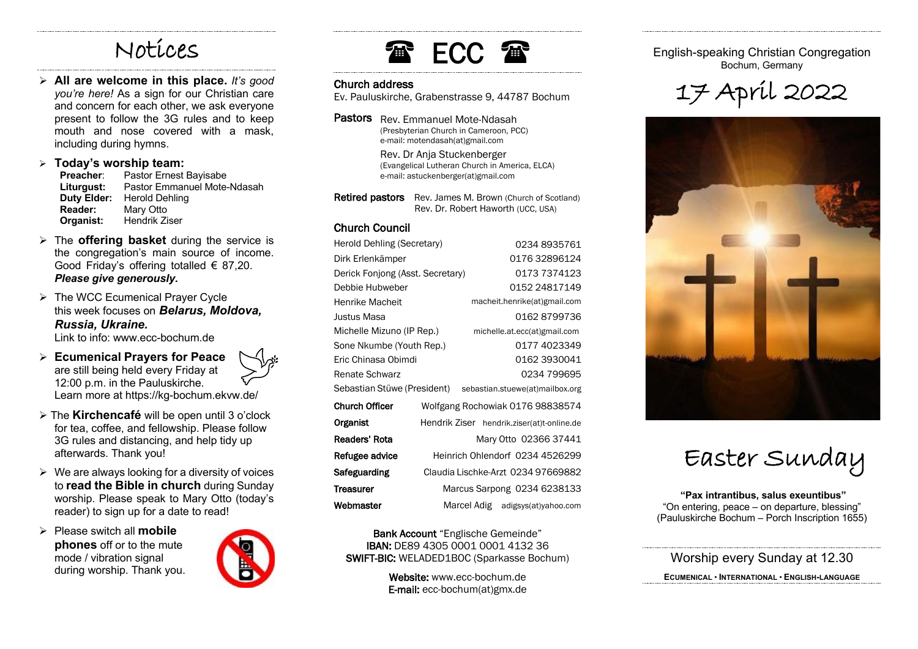# Notices

- **All are welcome in this place.** *It's good you're here!* As a sign for our Christian care and concern for each other, we ask everyone present to follow the 3G rules and to keep mouth and nose covered with a mask, including during hymns.
- **Today's worship team:**

| | |
|---|---|
| **Preacher**: | Pastor Ernest Bayisabe |
| **Liturgust:** | Pastor Emmanuel Mote-Ndasah |
| **Duty Elder:** | Herold Dehling |
| **Reader:** | Mary Otto |
| **Organist:** | Hendrik Ziser |

- The **offering basket** during the service is the congregation's main source of income. Good Friday's offering totalled € 87,20. ***Please give generously.***
- The WCC Ecumenical Prayer Cycle this week focuses on ***Belarus, Moldova, Russia, Ukraine.*** Link to info: www.ecc-bochum.de
- **Ecumenical Prayers for Peace** are still being held every Friday at 12:00 p.m. in the Pauluskirche. Learn more at https://kg-bochum.ekvw.de/
- The **Kirchencafé** will be open until 3 o'clock for tea, coffee, and fellowship. Please follow 3G rules and distancing, and help tidy up afterwards. Thank you!
- We are always looking for a diversity of voices to **read the Bible in church** during Sunday worship. Please speak to Mary Otto (today's reader) to sign up for a date to read!
- Please switch all **mobile phones** off or to the mute mode / vibration signal during worship. Thank you.

# ☎ ECC ☎

**Church address**
Ev. Pauluskirche, Grabenstrasse 9, 44787 Bochum

**Pastors**
Rev. Emmanuel Mote-Ndasah
(Presbyterian Church in Cameroon, PCC)
e-mail: motendasah(at)gmail.com

Rev. Dr Anja Stuckenberger
(Evangelical Lutheran Church in America, ELCA)
e-mail: astuckenberger(at)gmail.com

**Retired pastors**
Rev. James M. Brown (Church of Scotland)
Rev. Dr. Robert Haworth (UCC, USA)

**Church Council**

| | |
|---|---|
| Herold Dehling (Secretary) | 0234 8935761 |
| Dirk Erlenkämper | 0176 32896124 |
| Derick Fonjong (Asst. Secretary) | 0173 7374123 |
| Debbie Hubweber | 0152 24817149 |
| Henrike Macheit | macheit.henrike(at)gmail.com |
| Justus Masa | 0162 8799736 |
| Michelle Mizuno (IP Rep.) | michelle.at.ecc(at)gmail.com |
| Sone Nkumbe (Youth Rep.) | 0177 4023349 |
| Eric Chinasa Obimdi | 0162 3930041 |
| Renate Schwarz | 0234 799695 |
| Sebastian Stüwe (President) | sebastian.stuewe(at)mailbox.org |

| | |
|---|---|
| **Church Officer** | Wolfgang Rochowiak 0176 98838574 |
| **Organist** | Hendrik Ziser hendrik.ziser(at)t-online.de |
| **Readers' Rota** | Mary Otto 02366 37441 |
| **Refugee advice** | Heinrich Ohlendorf 0234 4526299 |
| **Safeguarding** | Claudia Lischke-Arzt 0234 97669882 |
| **Treasurer** | Marcus Sarpong 0234 6238133 |
| **Webmaster** | Marcel Adig adigsys(at)yahoo.com |

**Bank Account** "Englische Gemeinde"
**IBAN:** DE89 4305 0001 0001 4132 36
**SWIFT-BIC:** WELADED1BOC (Sparkasse Bochum)

**Website:** www.ecc-bochum.de
**E-mail:** ecc-bochum(at)gmx.de

English-speaking Christian Congregation
Bochum, Germany

# 17 April 2022

# Easter Sunday

**"Pax intrantibus, salus exeuntibus"**
"On entering, peace – on departure, blessing"
(Pauluskirche Bochum – Porch Inscription 1655)

Worship every Sunday at 12.30

ECUMENICAL • INTERNATIONAL • ENGLISH-LANGUAGE